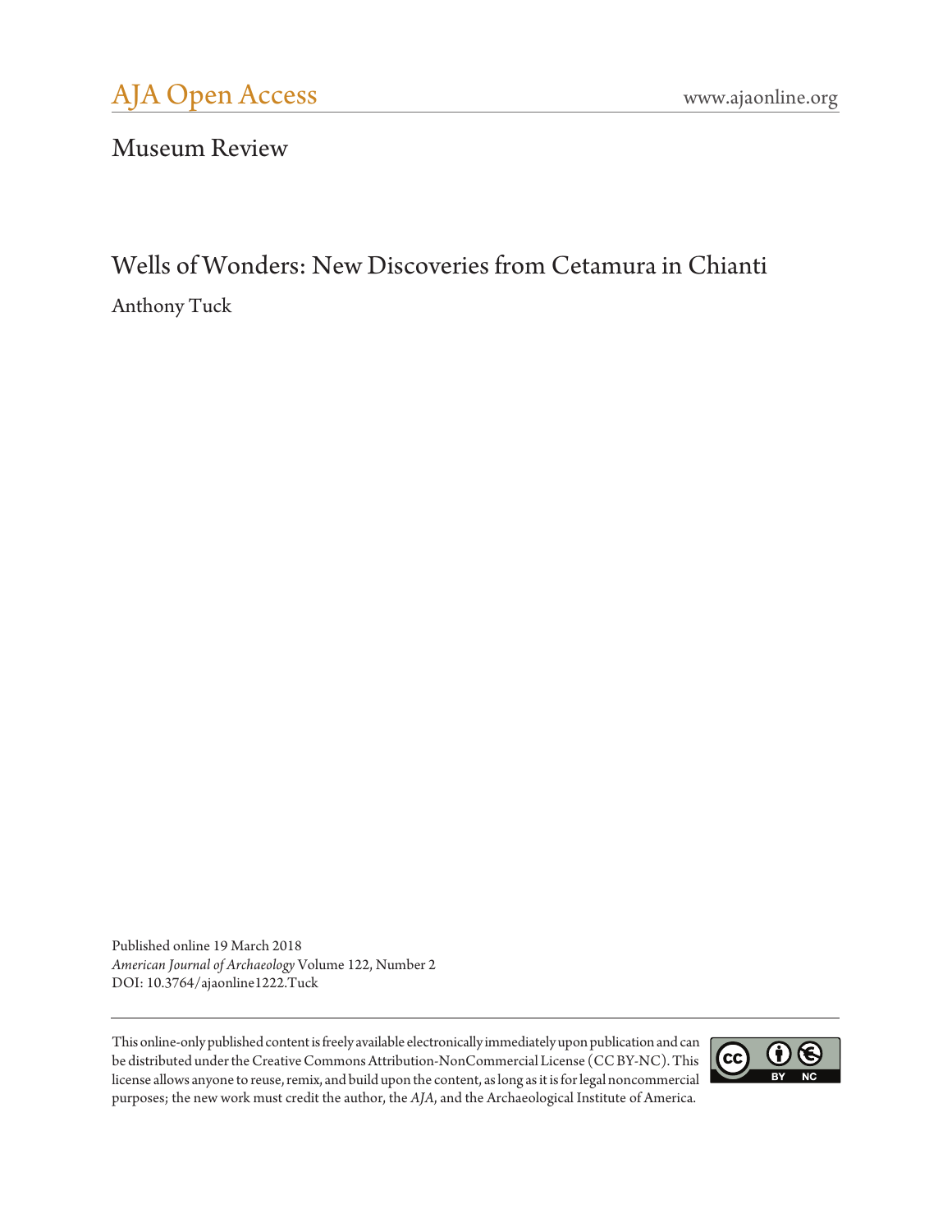AJA Open Access

www.ajaonline.org

## Museum Review

# Wells of Wonders: New Discoveries from Cetamura in Chianti

Anthony Tuck

Published online 19 March 2018
*American Journal of Archaeology* Volume 122, Number 2
DOI: 10.3764/ajaonline1222.Tuck

This online-only published content is freely available electronically immediately upon publication and can be distributed under the Creative Commons Attribution-NonCommercial License (CC BY-NC). This license allows anyone to reuse, remix, and build upon the content, as long as it is for legal noncommercial purposes; the new work must credit the author, the *AJA*, and the Archaeological Institute of America.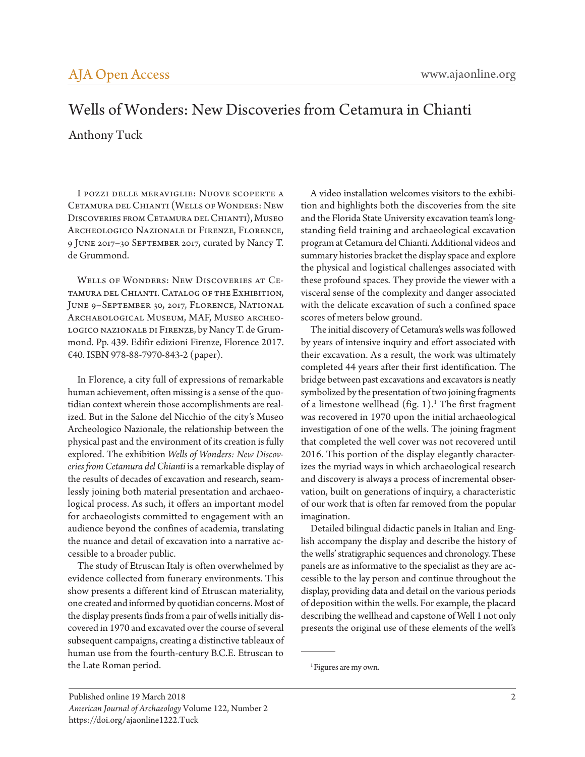# Wells of Wonders: New Discoveries from Cetamura in Chianti

Anthony Tuck

I pozzi delle meraviglie: Nuove scoperte a Cetamura del Chianti (Wells of Wonders: New Discoveries from Cetamura del Chianti), Museo Archeologico Nazionale di Firenze, Florence, 9 June 2017–30 September 2017, curated by Nancy T. de Grummond.

Wells of Wonders: New Discoveries at Cetamura del Chianti. Catalog of the Exhibition, June 9–September 30, 2017, Florence, National Archaeological Museum, MAF, Museo archeologico nazionale di Firenze, by Nancy T. de Grummond. Pp. 439. Edifir edizioni Firenze, Florence 2017. €40. ISBN 978-88-7970-843-2 (paper).

In Florence, a city full of expressions of remarkable human achievement, often missing is a sense of the quotidian context wherein those accomplishments are realized. But in the Salone del Nicchio of the city's Museo Archeologico Nazionale, the relationship between the physical past and the environment of its creation is fully explored. The exhibition *Wells of Wonders: New Discoveries from Cetamura del Chianti* is a remarkable display of the results of decades of excavation and research, seamlessly joining both material presentation and archaeological process. As such, it offers an important model for archaeologists committed to engagement with an audience beyond the confines of academia, translating the nuance and detail of excavation into a narrative accessible to a broader public.

The study of Etruscan Italy is often overwhelmed by evidence collected from funerary environments. This show presents a different kind of Etruscan materiality, one created and informed by quotidian concerns. Most of the display presents finds from a pair of wells initially discovered in 1970 and excavated over the course of several subsequent campaigns, creating a distinctive tableaux of human use from the fourth-century B.C.E. Etruscan to the Late Roman period.

A video installation welcomes visitors to the exhibition and highlights both the discoveries from the site and the Florida State University excavation team's longstanding field training and archaeological excavation program at Cetamura del Chianti. Additional videos and summary histories bracket the display space and explore the physical and logistical challenges associated with these profound spaces. They provide the viewer with a visceral sense of the complexity and danger associated with the delicate excavation of such a confined space scores of meters below ground.

The initial discovery of Cetamura's wells was followed by years of intensive inquiry and effort associated with their excavation. As a result, the work was ultimately completed 44 years after their first identification. The bridge between past excavations and excavators is neatly symbolized by the presentation of two joining fragments of a limestone wellhead (fig. 1).[1] The first fragment was recovered in 1970 upon the initial archaeological investigation of one of the wells. The joining fragment that completed the well cover was not recovered until 2016. This portion of the display elegantly characterizes the myriad ways in which archaeological research and discovery is always a process of incremental observation, built on generations of inquiry, a characteristic of our work that is often far removed from the popular imagination.

Detailed bilingual didactic panels in Italian and English accompany the display and describe the history of the wells' stratigraphic sequences and chronology. These panels are as informative to the specialist as they are accessible to the lay person and continue throughout the display, providing data and detail on the various periods of deposition within the wells. For example, the placard describing the wellhead and capstone of Well 1 not only presents the original use of these elements of the well's

[1] Figures are my own.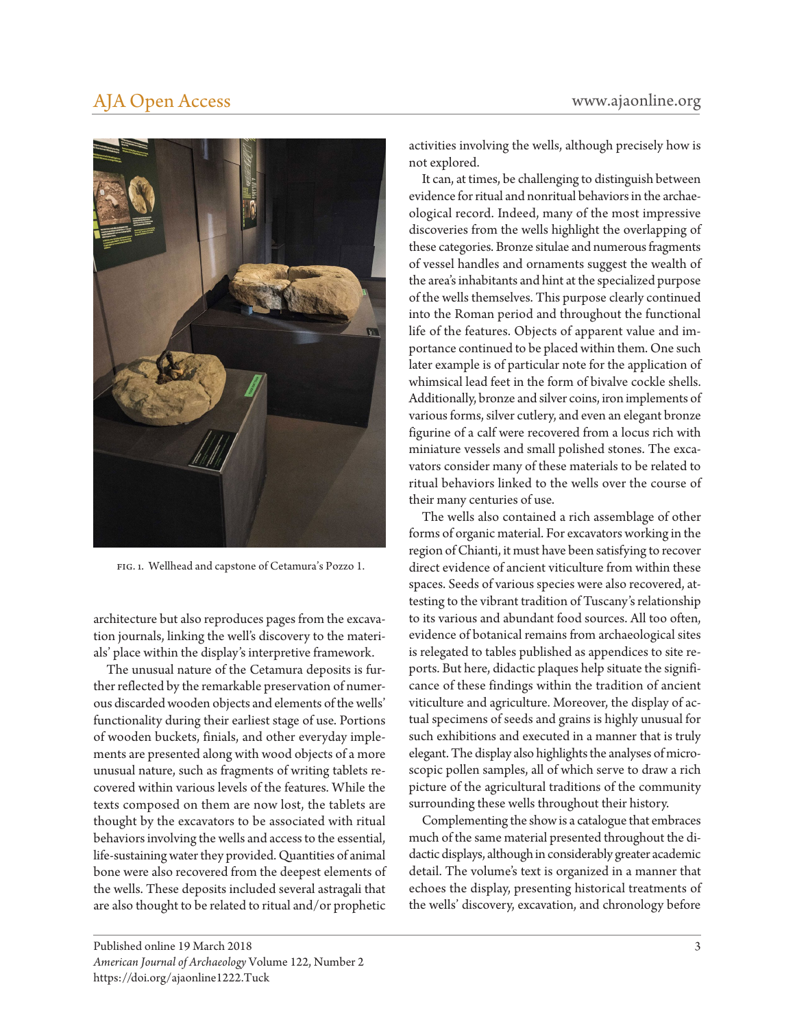FIG. 1. Wellhead and capstone of Cetamura's Pozzo 1.

architecture but also reproduces pages from the excavation journals, linking the well's discovery to the materials' place within the display's interpretive framework.

The unusual nature of the Cetamura deposits is further reflected by the remarkable preservation of numerous discarded wooden objects and elements of the wells' functionality during their earliest stage of use. Portions of wooden buckets, finials, and other everyday implements are presented along with wood objects of a more unusual nature, such as fragments of writing tablets recovered within various levels of the features. While the texts composed on them are now lost, the tablets are thought by the excavators to be associated with ritual behaviors involving the wells and access to the essential, life-sustaining water they provided. Quantities of animal bone were also recovered from the deepest elements of the wells. These deposits included several astragali that are also thought to be related to ritual and/or prophetic activities involving the wells, although precisely how is not explored.

It can, at times, be challenging to distinguish between evidence for ritual and nonritual behaviors in the archaeological record. Indeed, many of the most impressive discoveries from the wells highlight the overlapping of these categories. Bronze situlae and numerous fragments of vessel handles and ornaments suggest the wealth of the area's inhabitants and hint at the specialized purpose of the wells themselves. This purpose clearly continued into the Roman period and throughout the functional life of the features. Objects of apparent value and importance continued to be placed within them. One such later example is of particular note for the application of whimsical lead feet in the form of bivalve cockle shells. Additionally, bronze and silver coins, iron implements of various forms, silver cutlery, and even an elegant bronze figurine of a calf were recovered from a locus rich with miniature vessels and small polished stones. The excavators consider many of these materials to be related to ritual behaviors linked to the wells over the course of their many centuries of use.

The wells also contained a rich assemblage of other forms of organic material. For excavators working in the region of Chianti, it must have been satisfying to recover direct evidence of ancient viticulture from within these spaces. Seeds of various species were also recovered, attesting to the vibrant tradition of Tuscany's relationship to its various and abundant food sources. All too often, evidence of botanical remains from archaeological sites is relegated to tables published as appendices to site reports. But here, didactic plaques help situate the significance of these findings within the tradition of ancient viticulture and agriculture. Moreover, the display of actual specimens of seeds and grains is highly unusual for such exhibitions and executed in a manner that is truly elegant. The display also highlights the analyses of microscopic pollen samples, all of which serve to draw a rich picture of the agricultural traditions of the community surrounding these wells throughout their history.

Complementing the show is a catalogue that embraces much of the same material presented throughout the didactic displays, although in considerably greater academic detail. The volume's text is organized in a manner that echoes the display, presenting historical treatments of the wells' discovery, excavation, and chronology before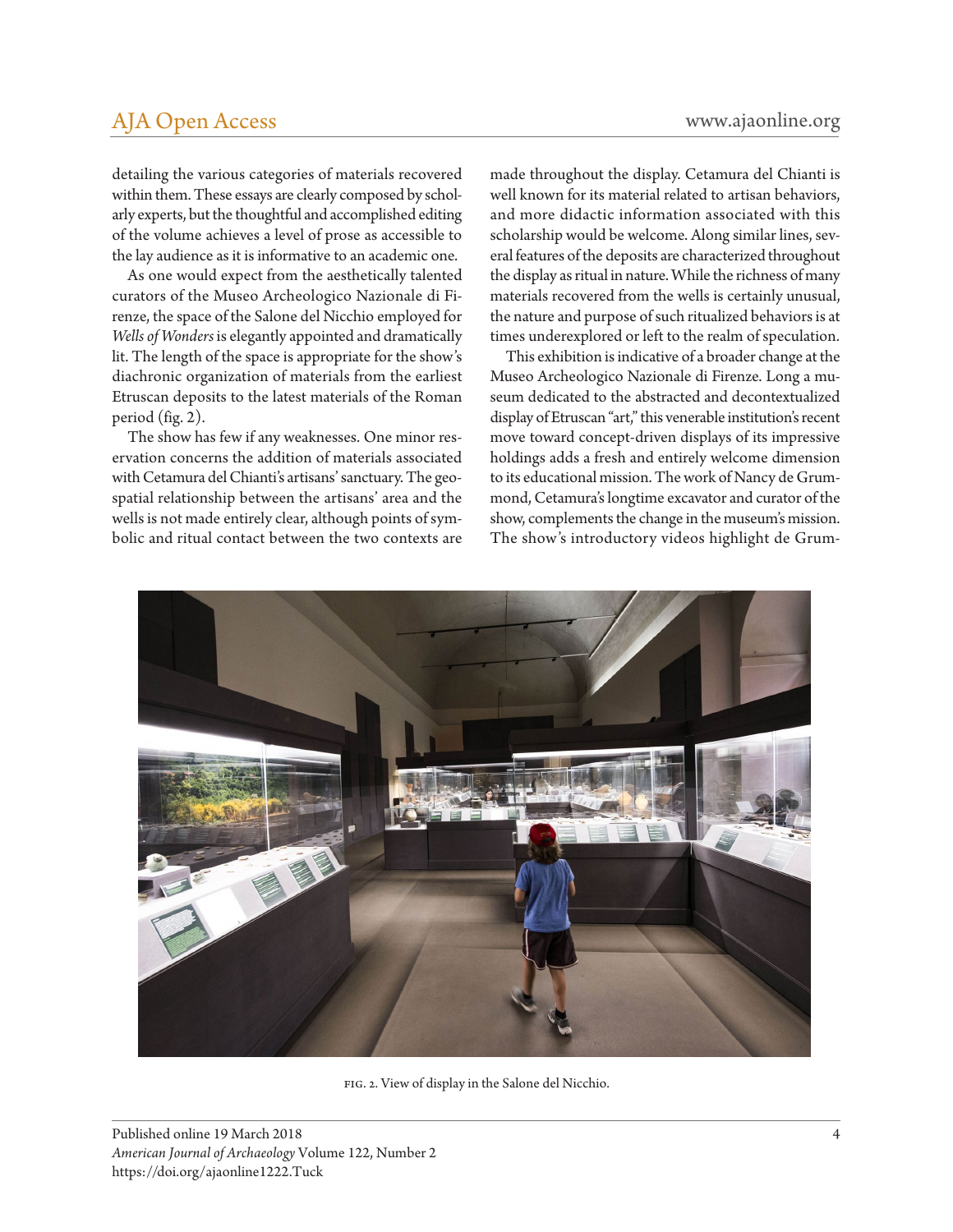detailing the various categories of materials recovered within them. These essays are clearly composed by scholarly experts, but the thoughtful and accomplished editing of the volume achieves a level of prose as accessible to the lay audience as it is informative to an academic one.

As one would expect from the aesthetically talented curators of the Museo Archeologico Nazionale di Firenze, the space of the Salone del Nicchio employed for *Wells of Wonders* is elegantly appointed and dramatically lit. The length of the space is appropriate for the show's diachronic organization of materials from the earliest Etruscan deposits to the latest materials of the Roman period (fig. 2).

The show has few if any weaknesses. One minor reservation concerns the addition of materials associated with Cetamura del Chianti's artisans' sanctuary. The geospatial relationship between the artisans' area and the wells is not made entirely clear, although points of symbolic and ritual contact between the two contexts are made throughout the display. Cetamura del Chianti is well known for its material related to artisan behaviors, and more didactic information associated with this scholarship would be welcome. Along similar lines, several features of the deposits are characterized throughout the display as ritual in nature. While the richness of many materials recovered from the wells is certainly unusual, the nature and purpose of such ritualized behaviors is at times underexplored or left to the realm of speculation.

This exhibition is indicative of a broader change at the Museo Archeologico Nazionale di Firenze. Long a museum dedicated to the abstracted and decontextualized display of Etruscan "art," this venerable institution's recent move toward concept-driven displays of its impressive holdings adds a fresh and entirely welcome dimension to its educational mission. The work of Nancy de Grummond, Cetamura's longtime excavator and curator of the show, complements the change in the museum's mission. The show's introductory videos highlight de Grum-

FIG. 2. View of display in the Salone del Nicchio.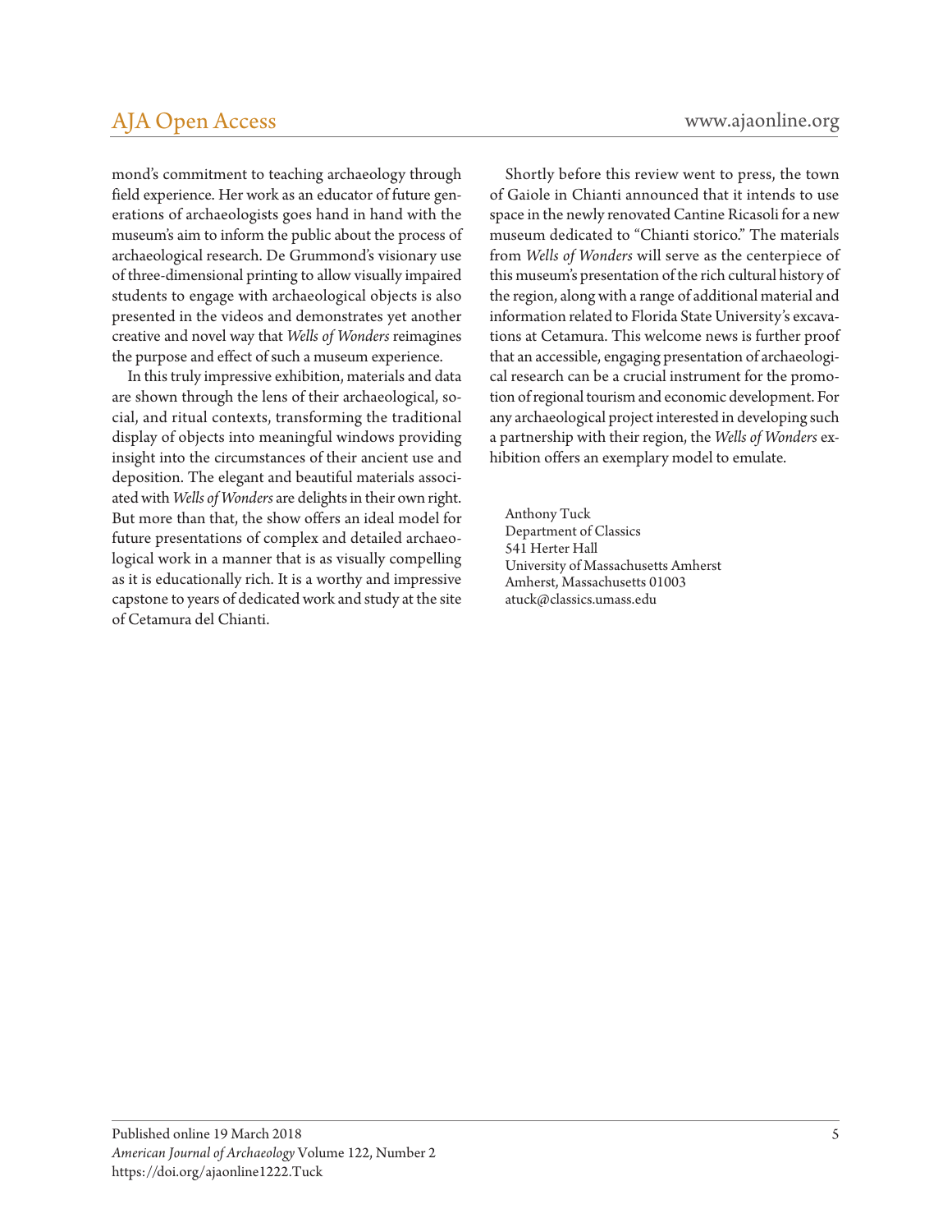mond's commitment to teaching archaeology through field experience. Her work as an educator of future generations of archaeologists goes hand in hand with the museum's aim to inform the public about the process of archaeological research. De Grummond's visionary use of three-dimensional printing to allow visually impaired students to engage with archaeological objects is also presented in the videos and demonstrates yet another creative and novel way that *Wells of Wonders* reimagines the purpose and effect of such a museum experience.

In this truly impressive exhibition, materials and data are shown through the lens of their archaeological, social, and ritual contexts, transforming the traditional display of objects into meaningful windows providing insight into the circumstances of their ancient use and deposition. The elegant and beautiful materials associated with *Wells of Wonders* are delights in their own right. But more than that, the show offers an ideal model for future presentations of complex and detailed archaeological work in a manner that is as visually compelling as it is educationally rich. It is a worthy and impressive capstone to years of dedicated work and study at the site of Cetamura del Chianti.

Shortly before this review went to press, the town of Gaiole in Chianti announced that it intends to use space in the newly renovated Cantine Ricasoli for a new museum dedicated to "Chianti storico." The materials from *Wells of Wonders* will serve as the centerpiece of this museum's presentation of the rich cultural history of the region, along with a range of additional material and information related to Florida State University's excavations at Cetamura. This welcome news is further proof that an accessible, engaging presentation of archaeological research can be a crucial instrument for the promotion of regional tourism and economic development. For any archaeological project interested in developing such a partnership with their region, the *Wells of Wonders* exhibition offers an exemplary model to emulate.

Anthony Tuck
Department of Classics
541 Herter Hall
University of Massachusetts Amherst
Amherst, Massachusetts 01003
atuck@classics.umass.edu

Published online 19 March 2018
*American Journal of Archaeology* Volume 122, Number 2
https://doi.org/ajaonline1222.Tuck